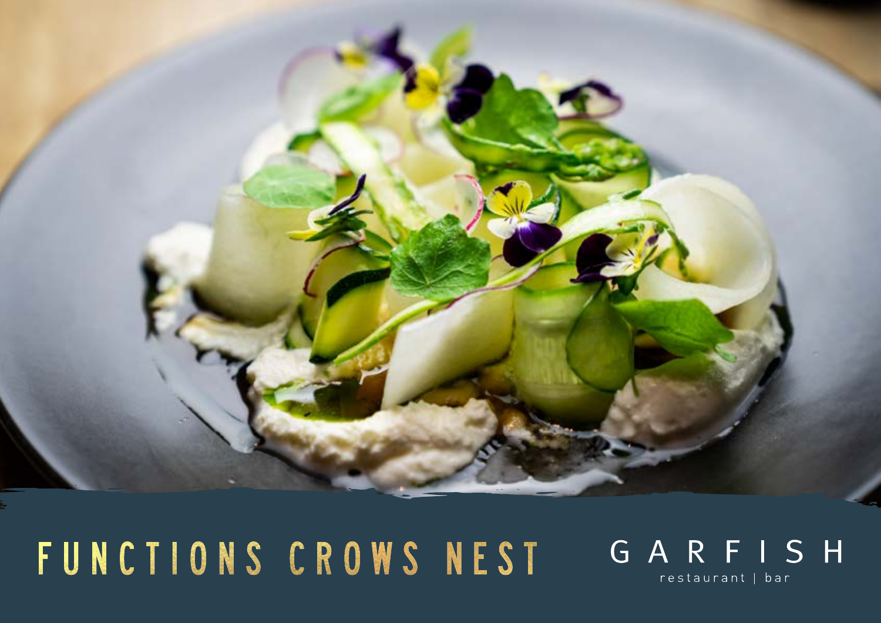# FUNCTIONS CROWS NEST

GARFISH

restaurant | bar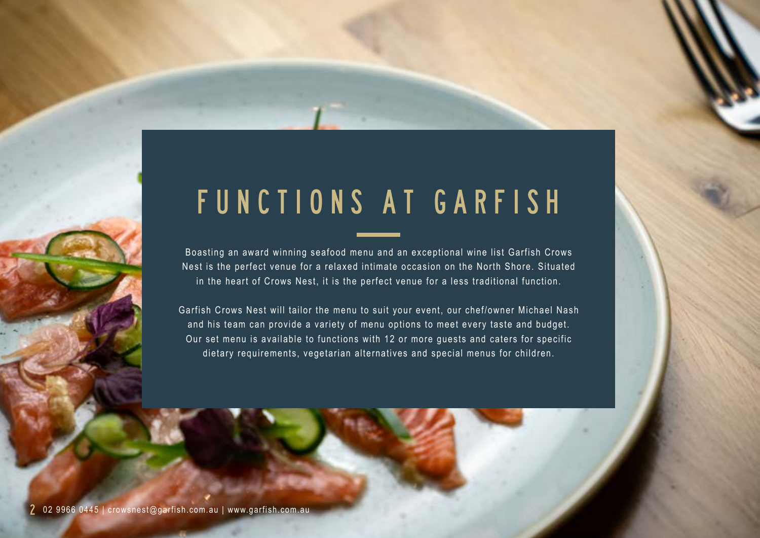# FUNCTIONS AT GARFISH

Boasting an award winning seafood menu and an exceptional wine list Garfish Crows Nest is the perfect venue for a relaxed intimate occasion on the North Shore. Situated in the heart of Crows Nest, it is the perfect venue for a less traditional function.

Garfish Crows Nest will tailor the menu to suit your event, our chef/owner Michael Nash and his team can provide a variety of menu options to meet every taste and budget. Our set menu is available to functions with 12 or more guests and caters for specific dietary requirements, vegetarian alternatives and special menus for children.

02 9966 0445 | crowsnest@garfish.com.au | www.garfish.com.au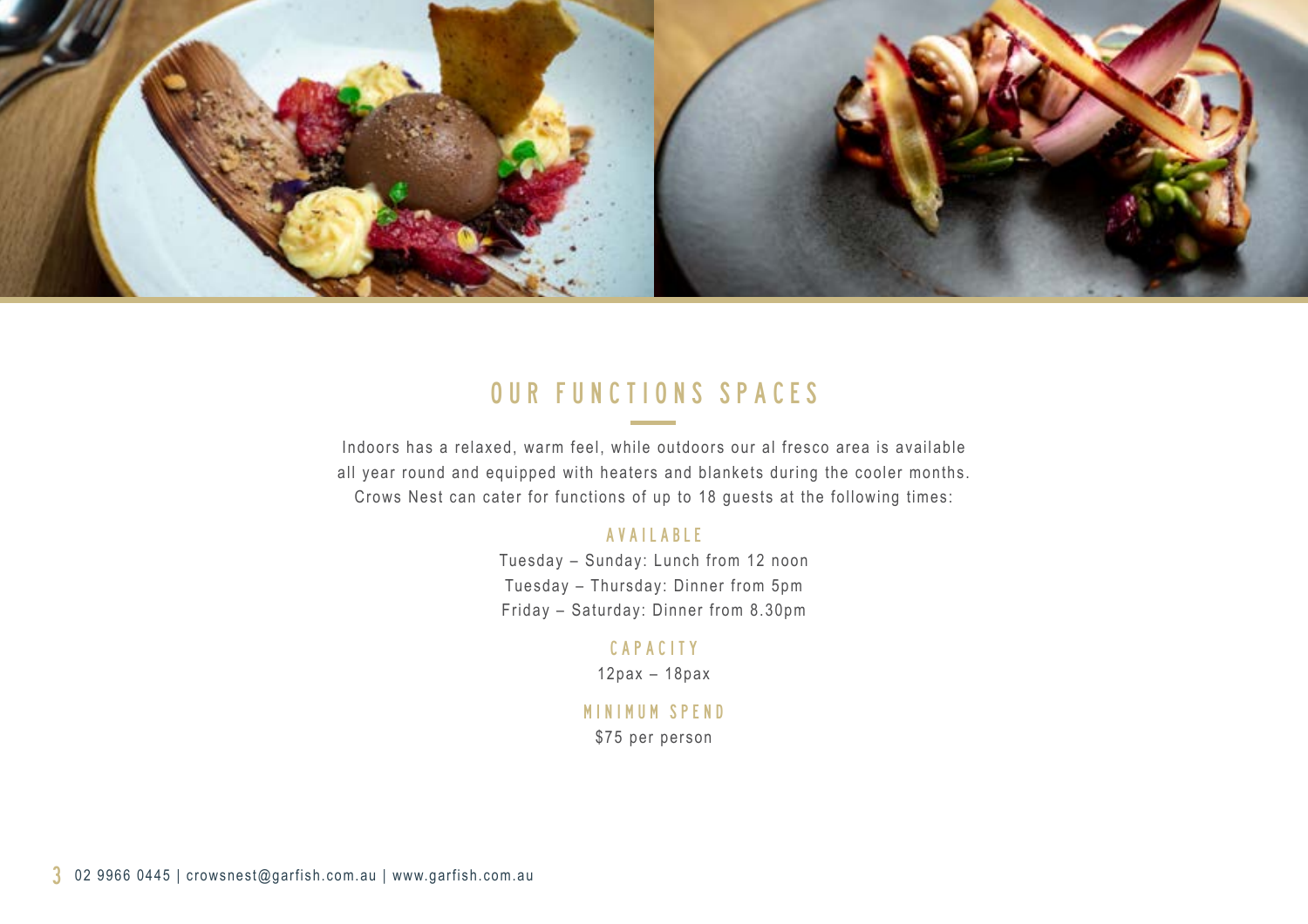# OUR FUNCTIONS SPACES

Indoors has a relaxed, warm feel, while outdoors our al fresco area is available all year round and equipped with heaters and blankets during the cooler months. Crows Nest can cater for functions of up to 18 guests at the following times:

### AVAILABLE

Tuesday – Sunday: Lunch from 12 noon
Tuesday – Thursday: Dinner from 5pm
Friday – Saturday: Dinner from 8.30pm

### CAPACITY

12pax – 18pax

### MINIMUM SPEND

$75 per person

02 9966 0445 | crowsnest@garfish.com.au | www.garfish.com.au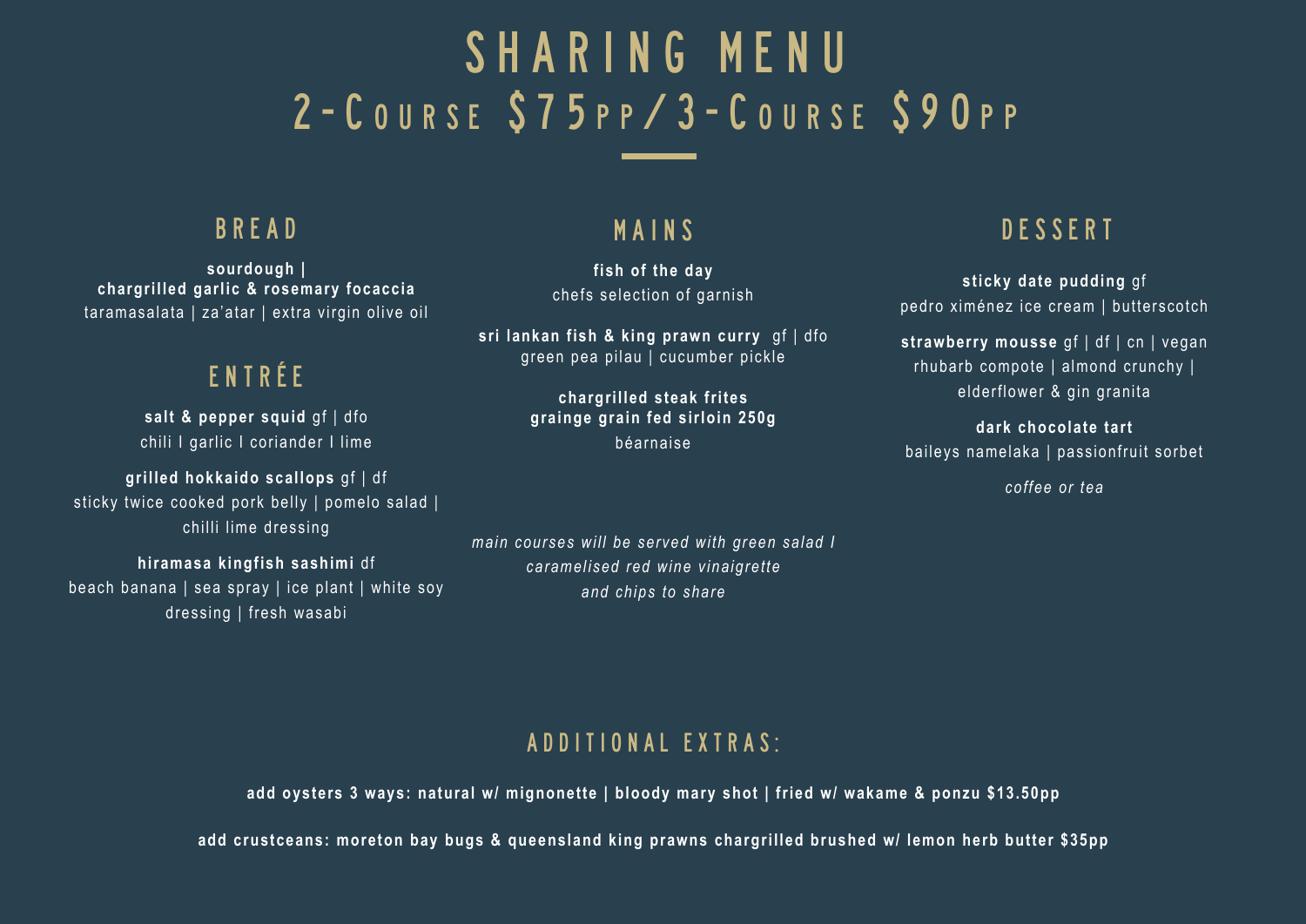# SHARING MENU

## 2-Course $75pp / 3-Course $90pp

## BREAD

**sourdough |**
**chargrilled garlic & rosemary focaccia**
taramasalata | za'atar | extra virgin olive oil

## ENTRÉE

**salt & pepper squid** gf | dfo
chili I garlic I coriander I lime

**grilled hokkaido scallops** gf | df
sticky twice cooked pork belly | pomelo salad | chilli lime dressing

**hiramasa kingfish sashimi** df
beach banana | sea spray | ice plant | white soy dressing | fresh wasabi

## MAINS

**fish of the day**
chefs selection of garnish

**sri lankan fish & king prawn curry** gf | dfo
green pea pilau | cucumber pickle

**chargrilled steak frites**
**grainge grain fed sirloin 250g**
béarnaise

*main courses will be served with green salad I caramelised red wine vinaigrette and chips to share*

## DESSERT

**sticky date pudding** gf
pedro ximénez ice cream | butterscotch

**strawberry mousse** gf | df | cn | vegan
rhubarb compote | almond crunchy | elderflower & gin granita

**dark chocolate tart**
baileys namelaka | passionfruit sorbet

*coffee or tea*

## ADDITIONAL EXTRAS:

**add oysters 3 ways: natural w/ mignonette | bloody mary shot | fried w/ wakame & ponzu $13.50pp**

**add crustceans: moreton bay bugs & queensland king prawns chargrilled brushed w/ lemon herb butter $35pp**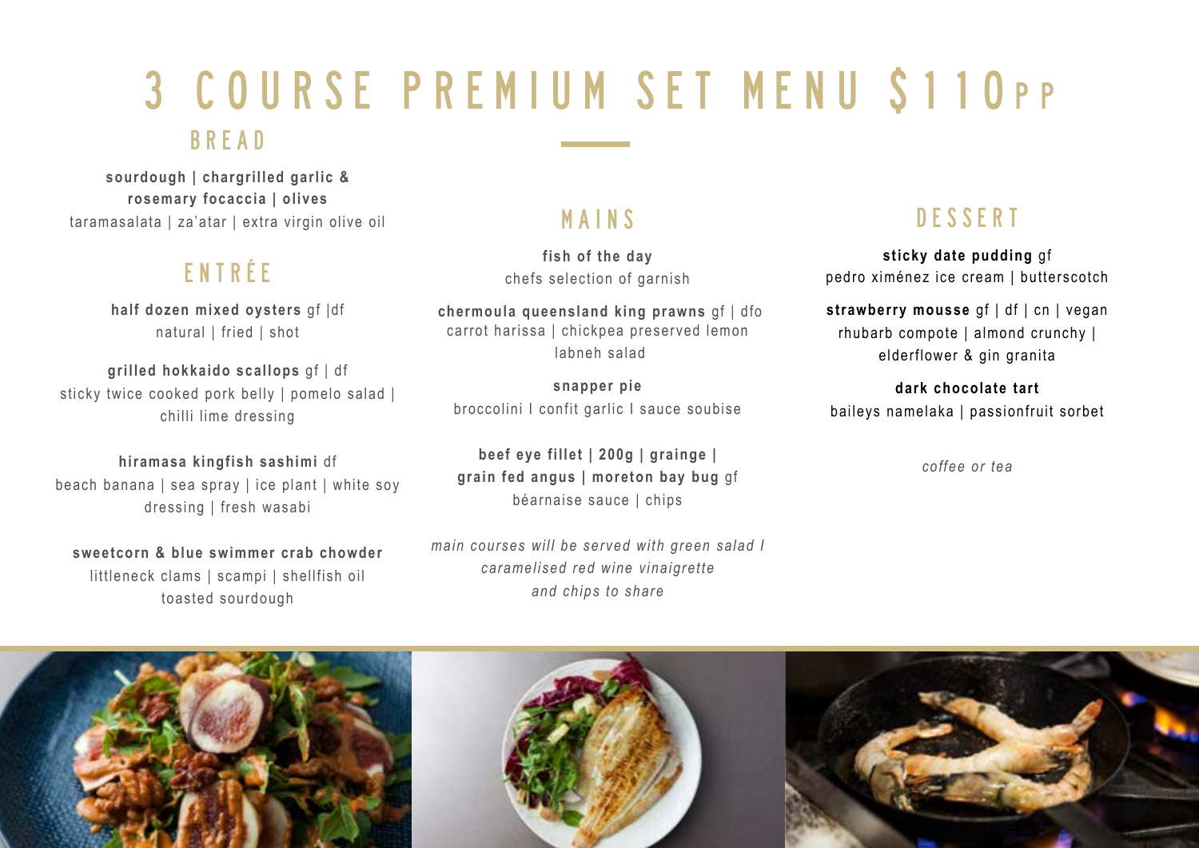# 3 COURSE PREMIUM SET MENU $110PP

## BREAD

**sourdough | chargrilled garlic & rosemary focaccia | olives**
taramasalata | za'atar | extra virgin olive oil

## ENTRÉE

**half dozen mixed oysters** gf |df
natural | fried | shot

**grilled hokkaido scallops** gf | df
sticky twice cooked pork belly | pomelo salad | chilli lime dressing

**hiramasa kingfish sashimi** df
beach banana | sea spray | ice plant | white soy dressing | fresh wasabi

**sweetcorn & blue swimmer crab chowder**
littleneck clams | scampi | shellfish oil
toasted sourdough

## MAINS

**fish of the day**
chefs selection of garnish

**chermoula queensland king prawns** gf | dfo
carrot harissa | chickpea preserved lemon labneh salad

**snapper pie**
broccolini I confit garlic I sauce soubise

**beef eye fillet | 200g | grainge | grain fed angus | moreton bay bug** gf
béarnaise sauce | chips

*main courses will be served with green salad I caramelised red wine vinaigrette and chips to share*

## DESSERT

**sticky date pudding** gf
pedro ximénez ice cream | butterscotch

**strawberry mousse** gf | df | cn | vegan
rhubarb compote | almond crunchy | elderflower & gin granita

**dark chocolate tart**
baileys namelaka | passionfruit sorbet

*coffee or tea*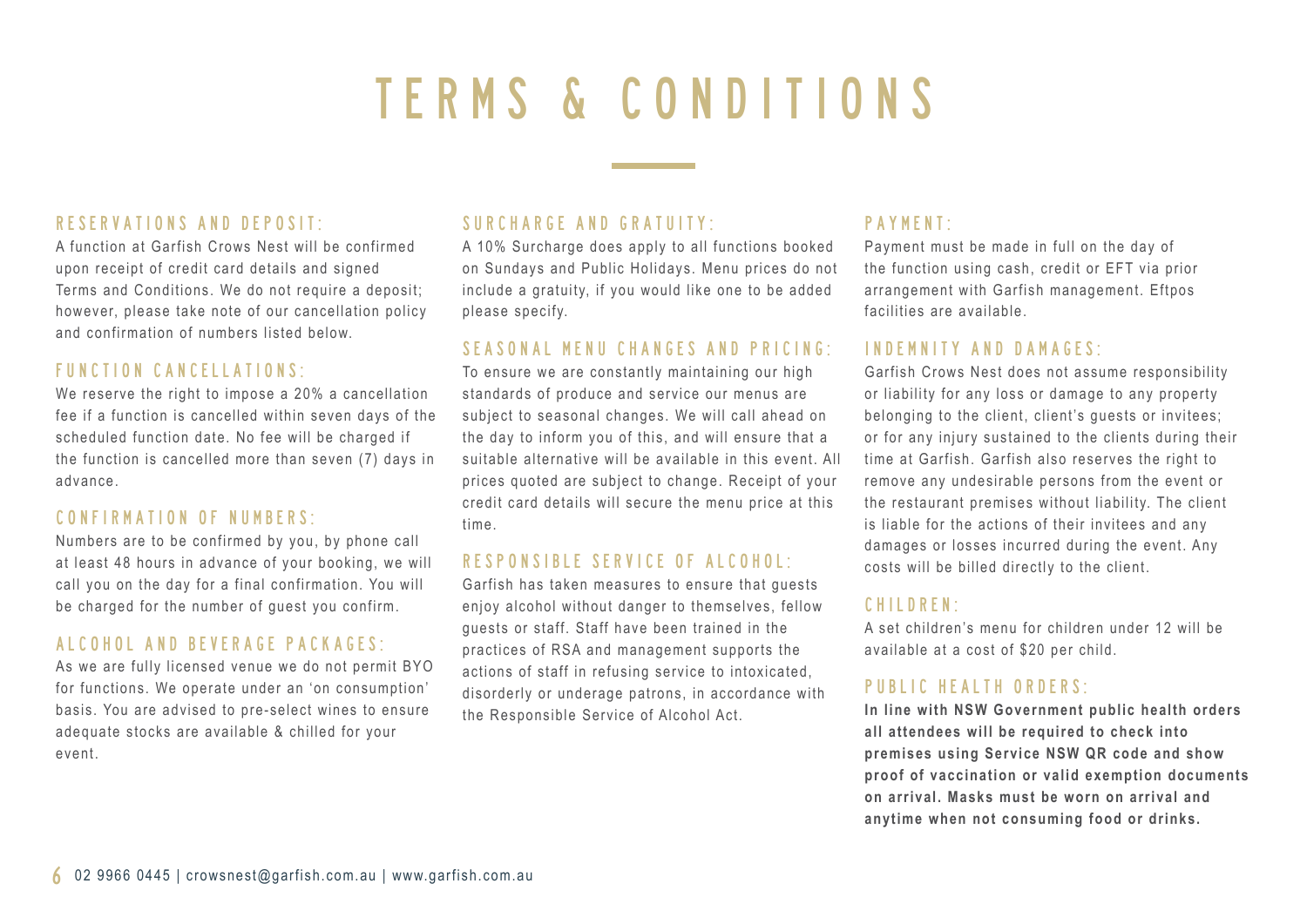# TERMS & CONDITIONS

## RESERVATIONS AND DEPOSIT:

A function at Garfish Crows Nest will be confirmed upon receipt of credit card details and signed Terms and Conditions. We do not require a deposit; however, please take note of our cancellation policy and confirmation of numbers listed below.

## FUNCTION CANCELLATIONS:

We reserve the right to impose a 20% a cancellation fee if a function is cancelled within seven days of the scheduled function date. No fee will be charged if the function is cancelled more than seven (7) days in advance.

## CONFIRMATION OF NUMBERS:

Numbers are to be confirmed by you, by phone call at least 48 hours in advance of your booking, we will call you on the day for a final confirmation. You will be charged for the number of guest you confirm.

## ALCOHOL AND BEVERAGE PACKAGES:

As we are fully licensed venue we do not permit BYO for functions. We operate under an 'on consumption' basis. You are advised to pre-select wines to ensure adequate stocks are available & chilled for your event.

## SURCHARGE AND GRATUITY:

A 10% Surcharge does apply to all functions booked on Sundays and Public Holidays. Menu prices do not include a gratuity, if you would like one to be added please specify.

## SEASONAL MENU CHANGES AND PRICING:

To ensure we are constantly maintaining our high standards of produce and service our menus are subject to seasonal changes. We will call ahead on the day to inform you of this, and will ensure that a suitable alternative will be available in this event. All prices quoted are subject to change. Receipt of your credit card details will secure the menu price at this time.

## RESPONSIBLE SERVICE OF ALCOHOL:

Garfish has taken measures to ensure that guests enjoy alcohol without danger to themselves, fellow guests or staff. Staff have been trained in the practices of RSA and management supports the actions of staff in refusing service to intoxicated, disorderly or underage patrons, in accordance with the Responsible Service of Alcohol Act.

## PAYMENT:

Payment must be made in full on the day of the function using cash, credit or EFT via prior arrangement with Garfish management. Eftpos facilities are available.

## INDEMNITY AND DAMAGES:

Garfish Crows Nest does not assume responsibility or liability for any loss or damage to any property belonging to the client, client's guests or invitees; or for any injury sustained to the clients during their time at Garfish. Garfish also reserves the right to remove any undesirable persons from the event or the restaurant premises without liability. The client is liable for the actions of their invitees and any damages or losses incurred during the event. Any costs will be billed directly to the client.

## CHILDREN:

A set children's menu for children under 12 will be available at a cost of $20 per child.

## PUBLIC HEALTH ORDERS:

**In line with NSW Government public health orders all attendees will be required to check into premises using Service NSW QR code and show proof of vaccination or valid exemption documents on arrival. Masks must be worn on arrival and anytime when not consuming food or drinks.**

02 9966 0445 | crowsnest@garfish.com.au | www.garfish.com.au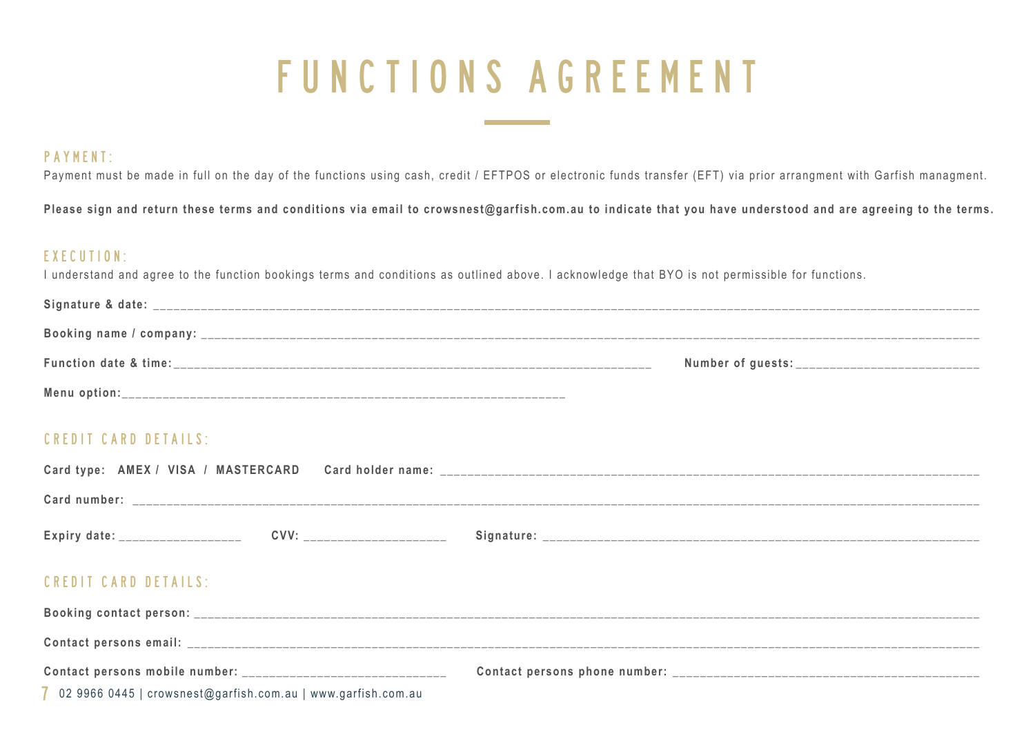# FUNCTIONS AGREEMENT

## PAYMENT:

Payment must be made in full on the day of the functions using cash, credit / EFTPOS or electronic funds transfer (EFT) via prior arrangment with Garfish managment.

**Please sign and return these terms and conditions via email to crowsnest@garfish.com.au to indicate that you have understood and are agreeing to the terms.**

## EXECUTION:

I understand and agree to the function bookings terms and conditions as outlined above. I acknowledge that BYO is not permissible for functions.

**Signature & date:** ________________________________________________________________

**Booking name / company:** ________________________________________________________________

**Function date & time:** ______________________________________________ **Number of guests:** ____________________

**Menu option:** ______________________________________________

## CREDIT CARD DETAILS:

**Card type: AMEX / VISA / MASTERCARD** **Card holder name:** ______________________________________________

**Card number:** ________________________________________________________________

**Expiry date:** ________________ **CVV:** ________________ **Signature:** ______________________________________________

## CREDIT CARD DETAILS:

**Booking contact person:** ________________________________________________________________

**Contact persons email:** ________________________________________________________________

**Contact persons mobile number:** ________________________ **Contact persons phone number:** ________________________

02 9966 0445 | crowsnest@garfish.com.au | www.garfish.com.au